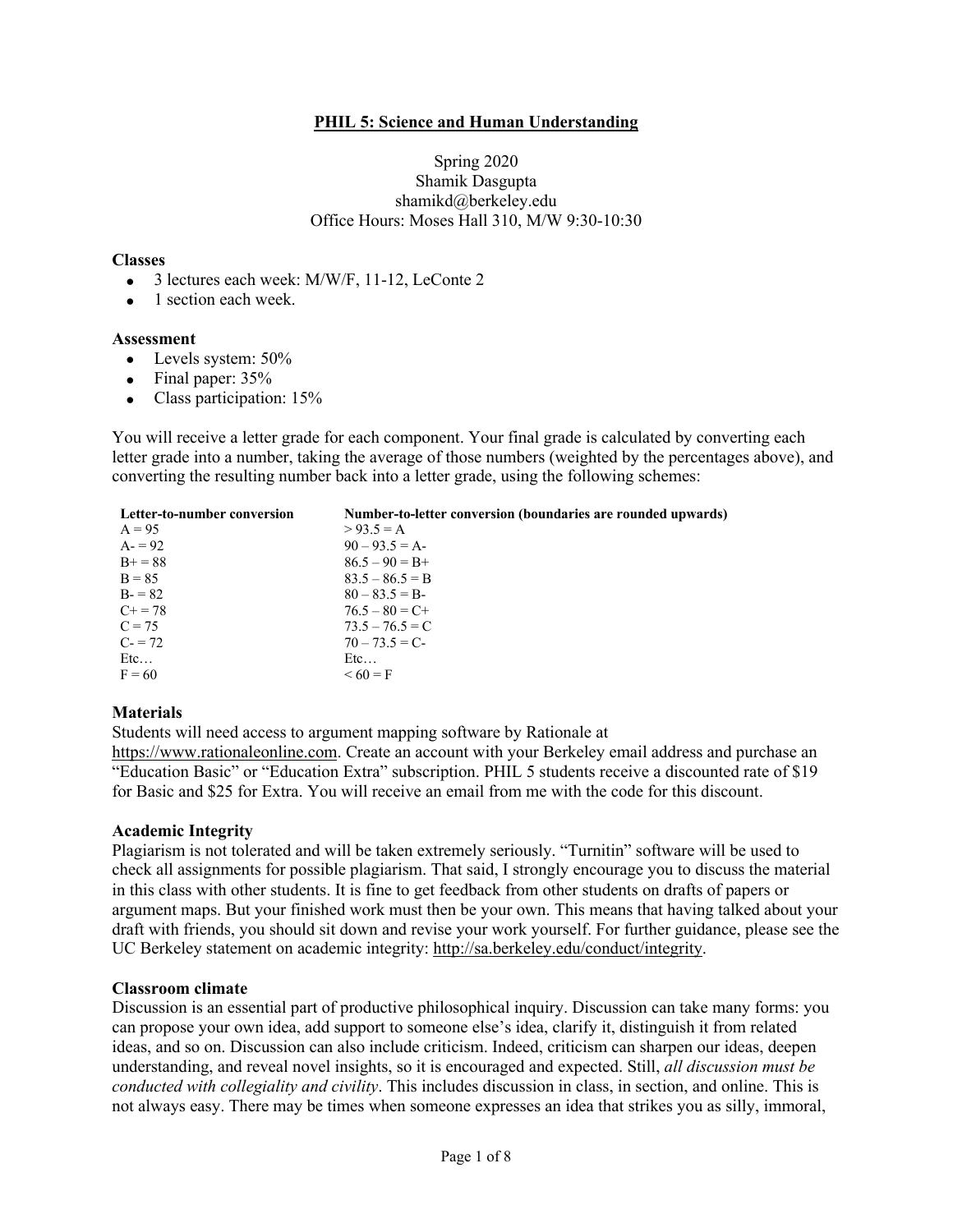# PHIL 5: Science and Human Understanding

Spring 2020
Shamik Dasgupta
shamikd@berkeley.edu
Office Hours: Moses Hall 310, M/W 9:30-10:30

### Classes

- 3 lectures each week: M/W/F, 11-12, LeConte 2
- 1 section each week.

### Assessment

- Levels system: 50%
- Final paper: 35%
- Class participation: 15%

You will receive a letter grade for each component. Your final grade is calculated by converting each letter grade into a number, taking the average of those numbers (weighted by the percentages above), and converting the resulting number back into a letter grade, using the following schemes:

| Letter-to-number conversion | Number-to-letter conversion (boundaries are rounded upwards) |
|---|---|
| A = 95 | > 93.5 = A |
| A- = 92 | 90 – 93.5 = A- |
| B+ = 88 | 86.5 – 90 = B+ |
| B = 85 | 83.5 – 86.5 = B |
| B- = 82 | 80 – 83.5 = B- |
| C+ = 78 | 76.5 – 80 = C+ |
| C = 75 | 73.5 – 76.5 = C |
| C- = 72 | 70 – 73.5 = C- |
| Etc… | Etc… |
| F = 60 | < 60 = F |

### Materials

Students will need access to argument mapping software by Rationale at https://www.rationaleonline.com. Create an account with your Berkeley email address and purchase an "Education Basic" or "Education Extra" subscription. PHIL 5 students receive a discounted rate of $19 for Basic and $25 for Extra. You will receive an email from me with the code for this discount.

### Academic Integrity

Plagiarism is not tolerated and will be taken extremely seriously. "Turnitin" software will be used to check all assignments for possible plagiarism. That said, I strongly encourage you to discuss the material in this class with other students. It is fine to get feedback from other students on drafts of papers or argument maps. But your finished work must then be your own. This means that having talked about your draft with friends, you should sit down and revise your work yourself. For further guidance, please see the UC Berkeley statement on academic integrity: http://sa.berkeley.edu/conduct/integrity.

### Classroom climate

Discussion is an essential part of productive philosophical inquiry. Discussion can take many forms: you can propose your own idea, add support to someone else's idea, clarify it, distinguish it from related ideas, and so on. Discussion can also include criticism. Indeed, criticism can sharpen our ideas, deepen understanding, and reveal novel insights, so it is encouraged and expected. Still, *all discussion must be conducted with collegiality and civility*. This includes discussion in class, in section, and online. This is not always easy. There may be times when someone expresses an idea that strikes you as silly, immoral,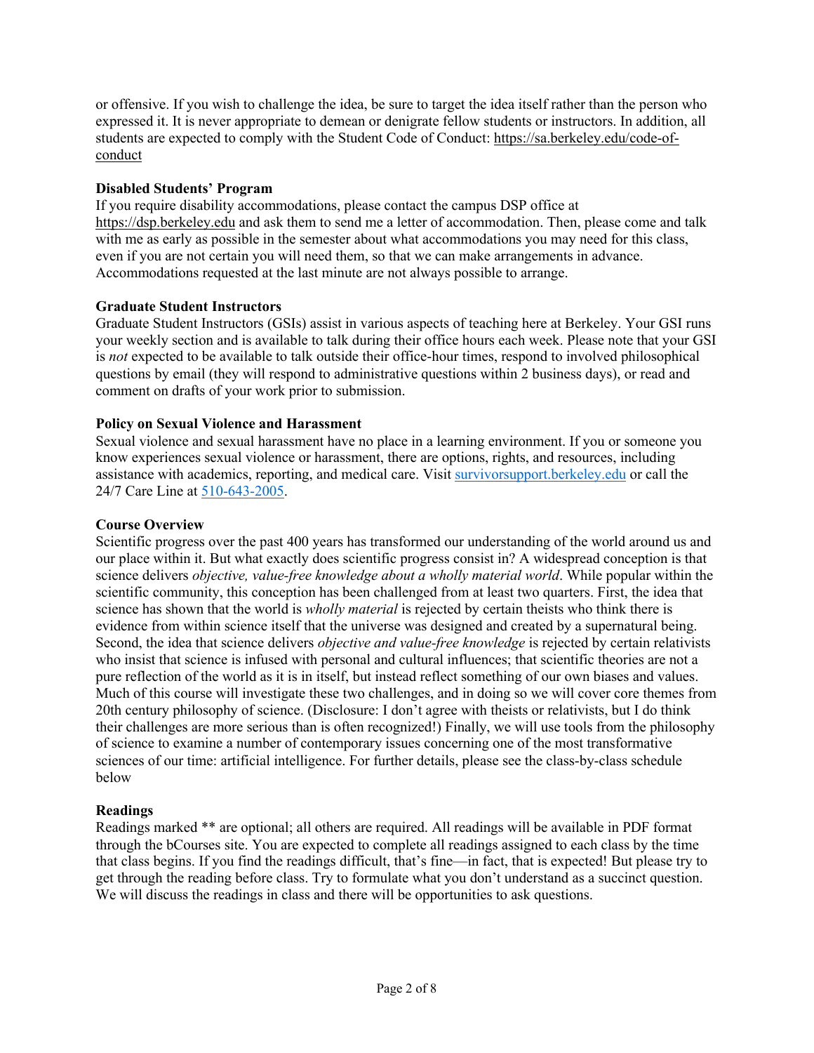or offensive. If you wish to challenge the idea, be sure to target the idea itself rather than the person who expressed it. It is never appropriate to demean or denigrate fellow students or instructors. In addition, all students are expected to comply with the Student Code of Conduct: https://sa.berkeley.edu/code-of-conduct

**Disabled Students' Program**

If you require disability accommodations, please contact the campus DSP office at https://dsp.berkeley.edu and ask them to send me a letter of accommodation. Then, please come and talk with me as early as possible in the semester about what accommodations you may need for this class, even if you are not certain you will need them, so that we can make arrangements in advance. Accommodations requested at the last minute are not always possible to arrange.

**Graduate Student Instructors**

Graduate Student Instructors (GSIs) assist in various aspects of teaching here at Berkeley. Your GSI runs your weekly section and is available to talk during their office hours each week. Please note that your GSI is *not* expected to be available to talk outside their office-hour times, respond to involved philosophical questions by email (they will respond to administrative questions within 2 business days), or read and comment on drafts of your work prior to submission.

**Policy on Sexual Violence and Harassment**

Sexual violence and sexual harassment have no place in a learning environment. If you or someone you know experiences sexual violence or harassment, there are options, rights, and resources, including assistance with academics, reporting, and medical care. Visit survivorsupport.berkeley.edu or call the 24/7 Care Line at 510-643-2005.

**Course Overview**

Scientific progress over the past 400 years has transformed our understanding of the world around us and our place within it. But what exactly does scientific progress consist in? A widespread conception is that science delivers *objective, value-free knowledge about a wholly material world*. While popular within the scientific community, this conception has been challenged from at least two quarters. First, the idea that science has shown that the world is *wholly material* is rejected by certain theists who think there is evidence from within science itself that the universe was designed and created by a supernatural being. Second, the idea that science delivers *objective and value-free knowledge* is rejected by certain relativists who insist that science is infused with personal and cultural influences; that scientific theories are not a pure reflection of the world as it is in itself, but instead reflect something of our own biases and values. Much of this course will investigate these two challenges, and in doing so we will cover core themes from 20th century philosophy of science. (Disclosure: I don't agree with theists or relativists, but I do think their challenges are more serious than is often recognized!) Finally, we will use tools from the philosophy of science to examine a number of contemporary issues concerning one of the most transformative sciences of our time: artificial intelligence. For further details, please see the class-by-class schedule below

**Readings**

Readings marked ** are optional; all others are required. All readings will be available in PDF format through the bCourses site. You are expected to complete all readings assigned to each class by the time that class begins. If you find the readings difficult, that's fine—in fact, that is expected! But please try to get through the reading before class. Try to formulate what you don't understand as a succinct question. We will discuss the readings in class and there will be opportunities to ask questions.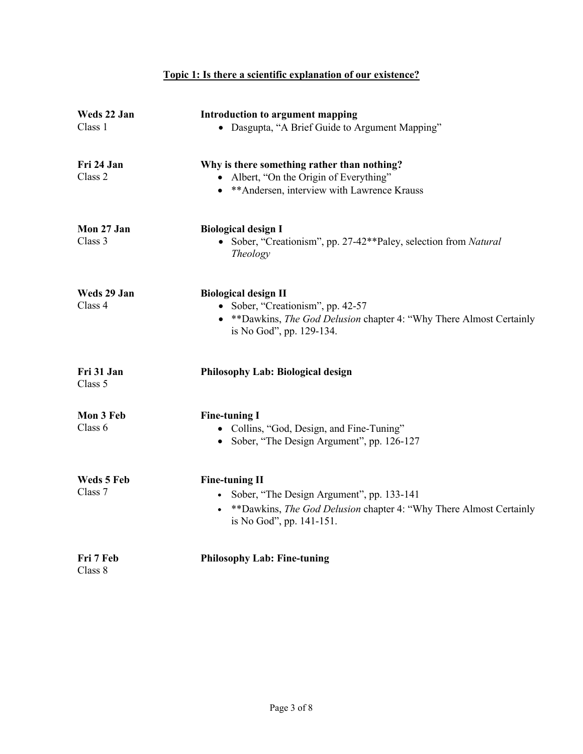## Topic 1: Is there a scientific explanation of our existence?

**Weds 22 Jan**
Class 1

**Introduction to argument mapping**
- Dasgupta, "A Brief Guide to Argument Mapping"

**Fri 24 Jan**
Class 2

**Why is there something rather than nothing?**
- Albert, "On the Origin of Everything"
- **Andersen, interview with Lawrence Krauss

**Mon 27 Jan**
Class 3

**Biological design I**
- Sober, "Creationism", pp. 27-42**Paley, selection from *Natural Theology*

**Weds 29 Jan**
Class 4

**Biological design II**
- Sober, "Creationism", pp. 42-57
- **Dawkins, *The God Delusion* chapter 4: "Why There Almost Certainly is No God", pp. 129-134.

**Fri 31 Jan**
Class 5

**Philosophy Lab: Biological design**

**Mon 3 Feb**
Class 6

**Fine-tuning I**
- Collins, "God, Design, and Fine-Tuning"
- Sober, "The Design Argument", pp. 126-127

**Weds 5 Feb**
Class 7

**Fine-tuning II**
- Sober, "The Design Argument", pp. 133-141
- **Dawkins, *The God Delusion* chapter 4: "Why There Almost Certainly is No God", pp. 141-151.

**Fri 7 Feb**
Class 8

**Philosophy Lab: Fine-tuning**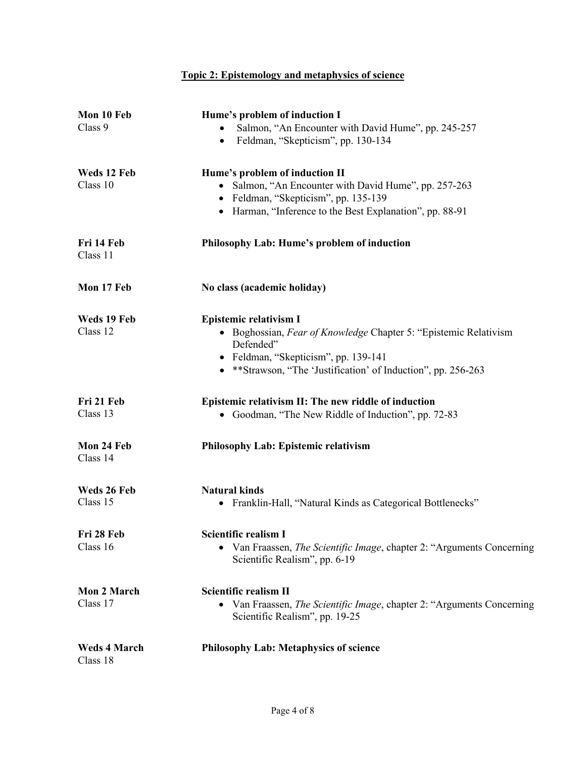## Topic 2: Epistemology and metaphysics of science

**Mon 10 Feb**
Class 9

**Hume's problem of induction I**

- Salmon, "An Encounter with David Hume", pp. 245-257
- Feldman, "Skepticism", pp. 130-134

**Weds 12 Feb**
Class 10

**Hume's problem of induction II**

- Salmon, "An Encounter with David Hume", pp. 257-263
- Feldman, "Skepticism", pp. 135-139
- Harman, "Inference to the Best Explanation", pp. 88-91

**Fri 14 Feb**
Class 11

**Philosophy Lab: Hume's problem of induction**

**Mon 17 Feb**

**No class (academic holiday)**

**Weds 19 Feb**
Class 12

**Epistemic relativism I**

- Boghossian, *Fear of Knowledge* Chapter 5: "Epistemic Relativism Defended"
- Feldman, "Skepticism", pp. 139-141
- **Strawson, "The 'Justification' of Induction", pp. 256-263

**Fri 21 Feb**
Class 13

**Epistemic relativism II: The new riddle of induction**

- Goodman, "The New Riddle of Induction", pp. 72-83

**Mon 24 Feb**
Class 14

**Philosophy Lab: Epistemic relativism**

**Weds 26 Feb**
Class 15

**Natural kinds**

- Franklin-Hall, "Natural Kinds as Categorical Bottlenecks"

**Fri 28 Feb**
Class 16

**Scientific realism I**

- Van Fraassen, *The Scientific Image*, chapter 2: "Arguments Concerning Scientific Realism", pp. 6-19

**Mon 2 March**
Class 17

**Scientific realism II**

- Van Fraassen, *The Scientific Image*, chapter 2: "Arguments Concerning Scientific Realism", pp. 19-25

**Weds 4 March**
Class 18

**Philosophy Lab: Metaphysics of science**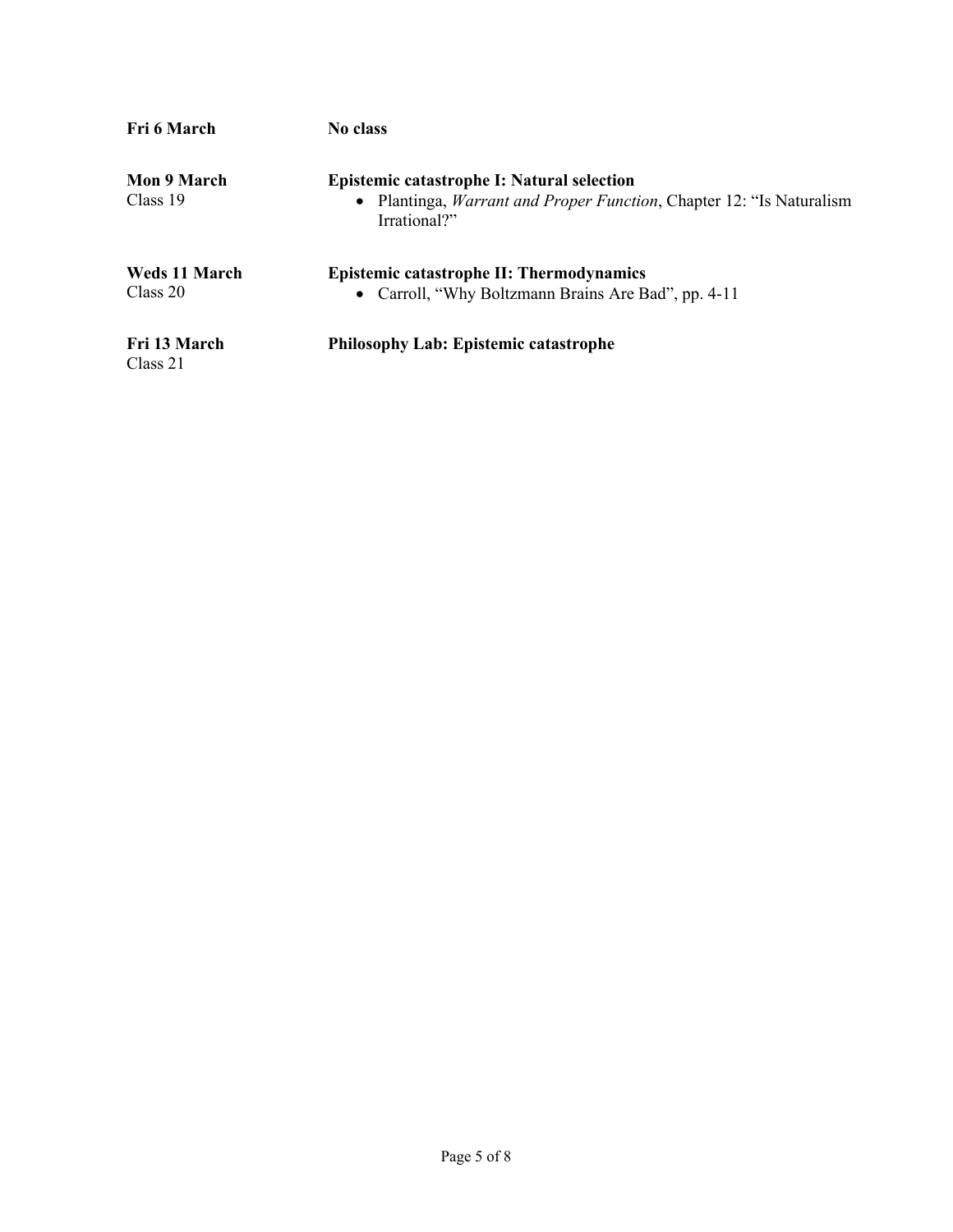**Fri 6 March** — **No class**

**Mon 9 March**
Class 19

**Epistemic catastrophe I: Natural selection**

- Plantinga, *Warrant and Proper Function*, Chapter 12: "Is Naturalism Irrational?"

**Weds 11 March**
Class 20

**Epistemic catastrophe II: Thermodynamics**

- Carroll, "Why Boltzmann Brains Are Bad", pp. 4-11

**Fri 13 March**
Class 21

**Philosophy Lab: Epistemic catastrophe**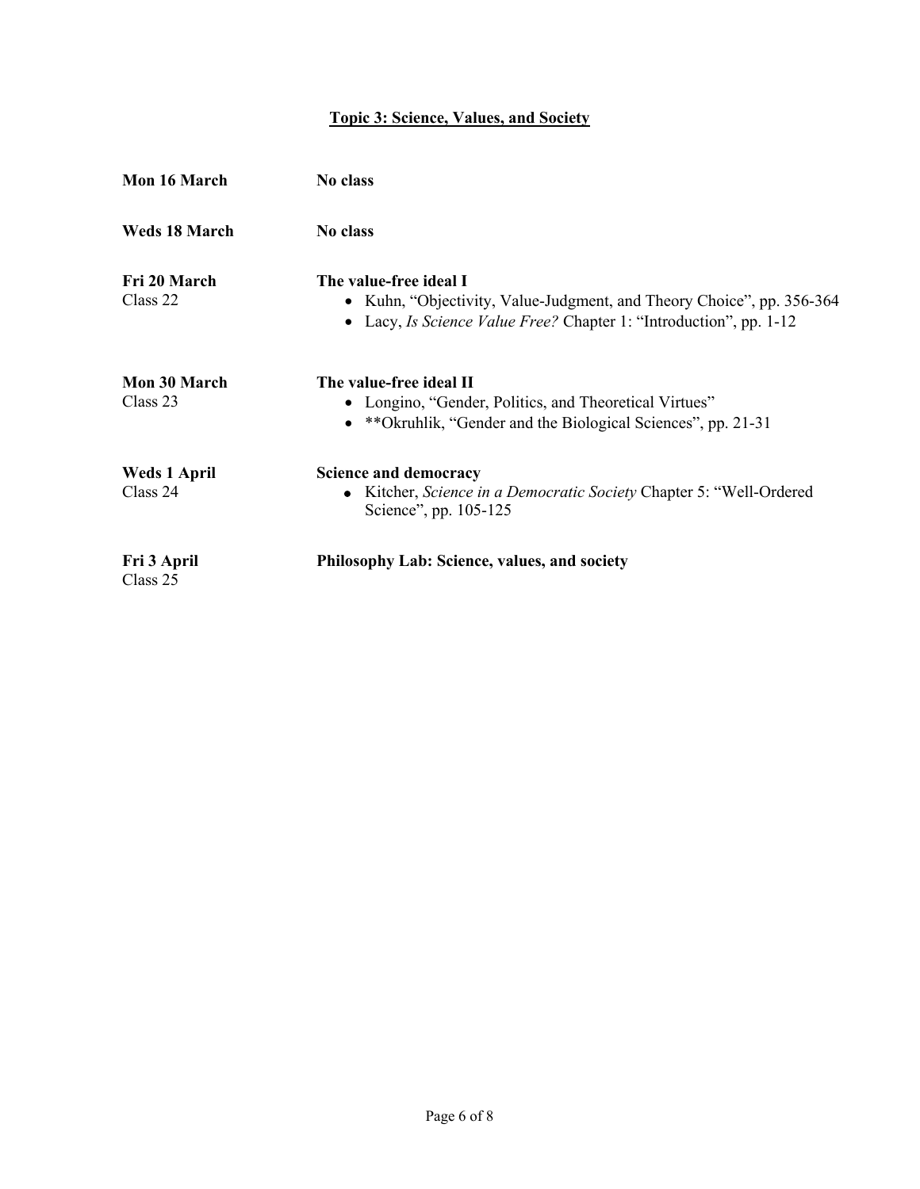## Topic 3: Science, Values, and Society

**Mon 16 March** — **No class**

**Weds 18 March** — **No class**

**Fri 20 March**
Class 22

**The value-free ideal I**

- Kuhn, "Objectivity, Value-Judgment, and Theory Choice", pp. 356-364
- Lacy, *Is Science Value Free?* Chapter 1: "Introduction", pp. 1-12

**Mon 30 March**
Class 23

**The value-free ideal II**

- Longino, "Gender, Politics, and Theoretical Virtues"
- **Okruhlik, "Gender and the Biological Sciences", pp. 21-31

**Weds 1 April**
Class 24

**Science and democracy**

- Kitcher, *Science in a Democratic Society* Chapter 5: "Well-Ordered Science", pp. 105-125

**Fri 3 April**
Class 25

**Philosophy Lab: Science, values, and society**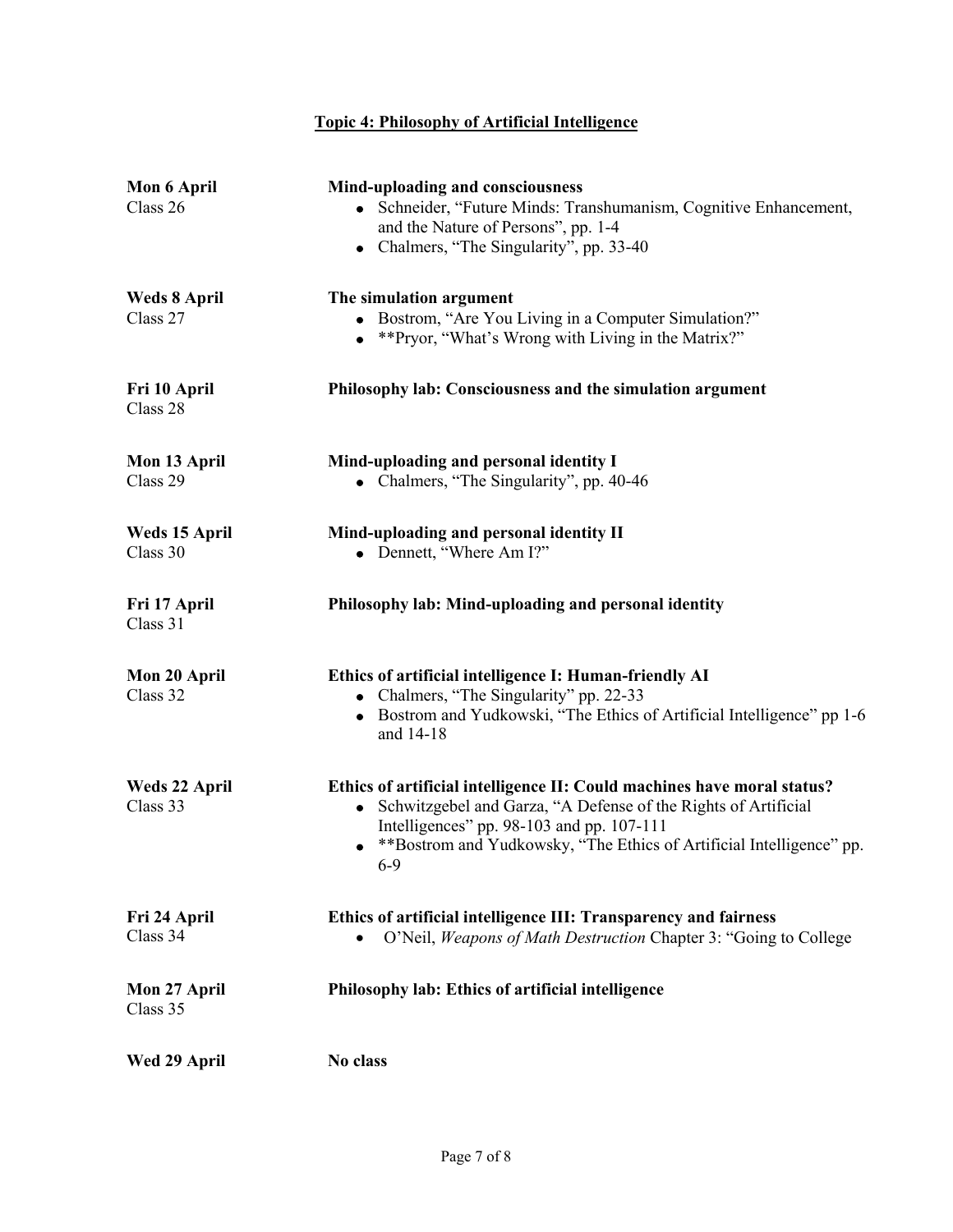## Topic 4: Philosophy of Artificial Intelligence

**Mon 6 April**
Class 26

**Mind-uploading and consciousness**

- Schneider, "Future Minds: Transhumanism, Cognitive Enhancement, and the Nature of Persons", pp. 1-4
- Chalmers, "The Singularity", pp. 33-40

**Weds 8 April**
Class 27

**The simulation argument**

- Bostrom, "Are You Living in a Computer Simulation?"
- **Pryor, "What's Wrong with Living in the Matrix?"

**Fri 10 April**
Class 28

**Philosophy lab: Consciousness and the simulation argument**

**Mon 13 April**
Class 29

**Mind-uploading and personal identity I**

- Chalmers, "The Singularity", pp. 40-46

**Weds 15 April**
Class 30

**Mind-uploading and personal identity II**

- Dennett, "Where Am I?"

**Fri 17 April**
Class 31

**Philosophy lab: Mind-uploading and personal identity**

**Mon 20 April**
Class 32

**Ethics of artificial intelligence I: Human-friendly AI**

- Chalmers, "The Singularity" pp. 22-33
- Bostrom and Yudkowski, "The Ethics of Artificial Intelligence" pp 1-6 and 14-18

**Weds 22 April**
Class 33

**Ethics of artificial intelligence II: Could machines have moral status?**

- Schwitzgebel and Garza, "A Defense of the Rights of Artificial Intelligences" pp. 98-103 and pp. 107-111
- **Bostrom and Yudkowsky, "The Ethics of Artificial Intelligence" pp. 6-9

**Fri 24 April**
Class 34

**Ethics of artificial intelligence III: Transparency and fairness**

- O'Neil, *Weapons of Math Destruction* Chapter 3: "Going to College

**Mon 27 April**
Class 35

**Philosophy lab: Ethics of artificial intelligence**

**Wed 29 April**

**No class**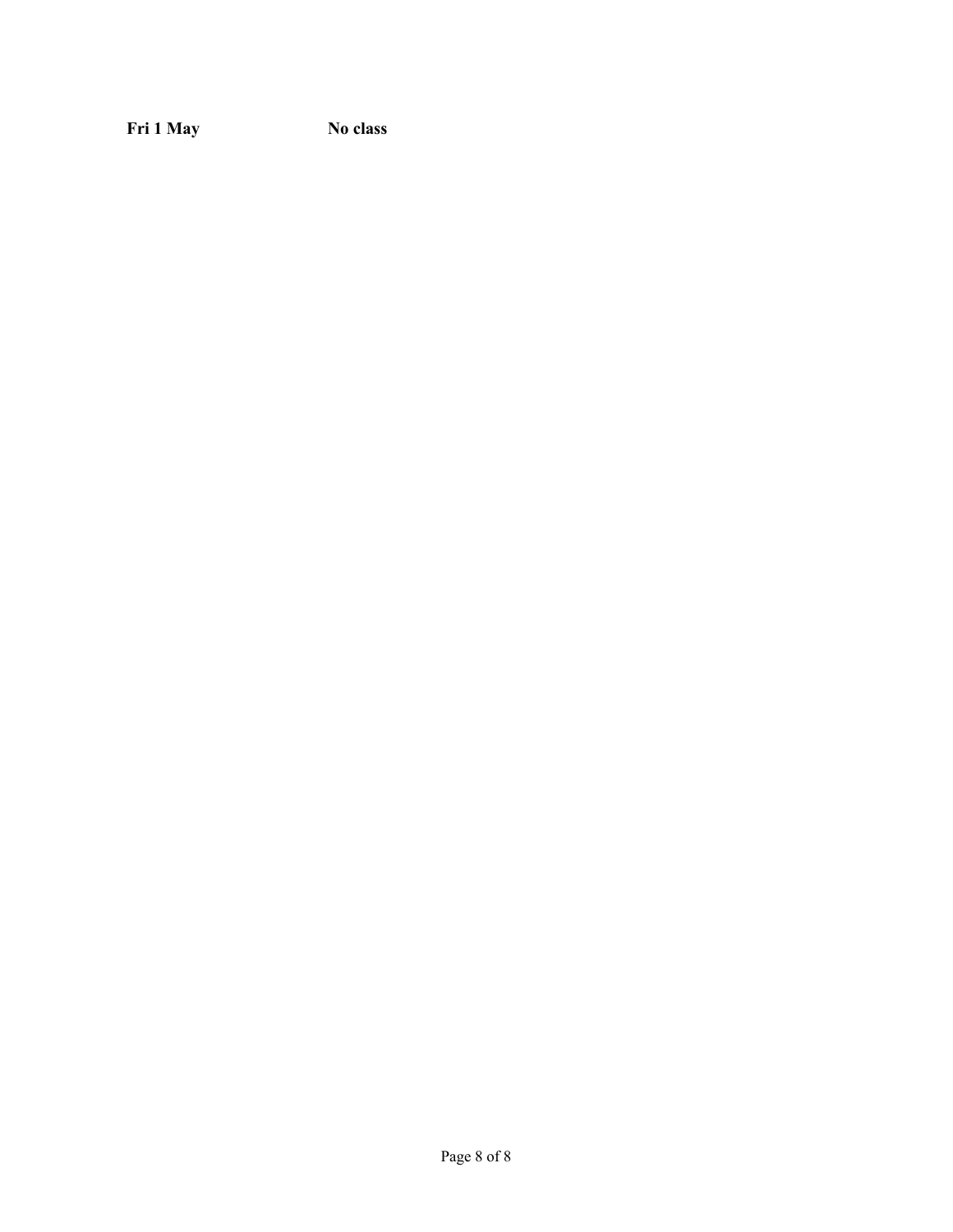**Fri 1 May** **No class**